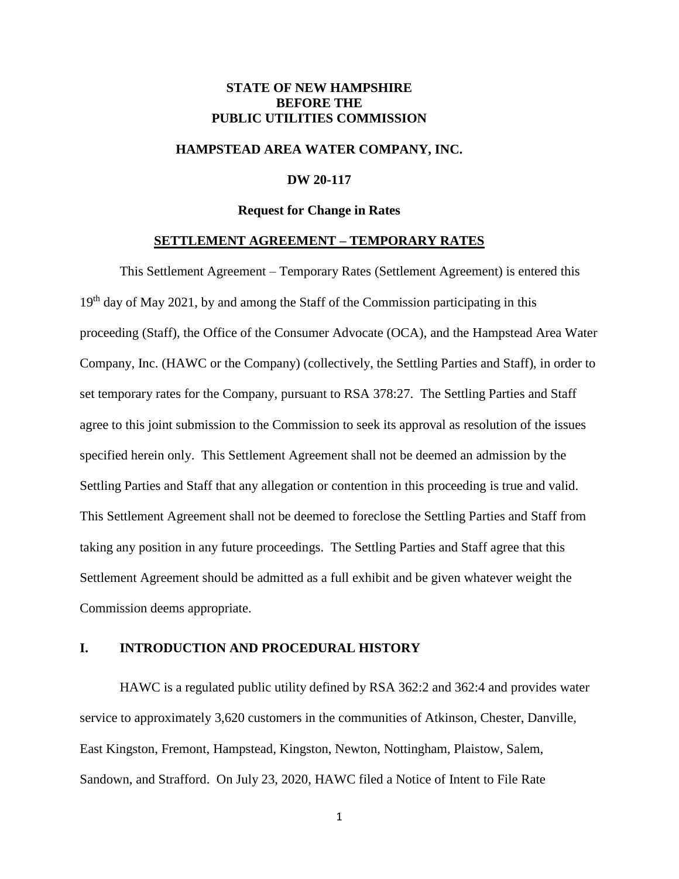**STATE OF NEW HAMPSHIRE**
**BEFORE THE**
**PUBLIC UTILITIES COMMISSION**

**HAMPSTEAD AREA WATER COMPANY, INC.**

**DW 20-117**

**Request for Change in Rates**

**SETTLEMENT AGREEMENT – TEMPORARY RATES**

This Settlement Agreement – Temporary Rates (Settlement Agreement) is entered this 19th day of May 2021, by and among the Staff of the Commission participating in this proceeding (Staff), the Office of the Consumer Advocate (OCA), and the Hampstead Area Water Company, Inc. (HAWC or the Company) (collectively, the Settling Parties and Staff), in order to set temporary rates for the Company, pursuant to RSA 378:27. The Settling Parties and Staff agree to this joint submission to the Commission to seek its approval as resolution of the issues specified herein only. This Settlement Agreement shall not be deemed an admission by the Settling Parties and Staff that any allegation or contention in this proceeding is true and valid. This Settlement Agreement shall not be deemed to foreclose the Settling Parties and Staff from taking any position in any future proceedings. The Settling Parties and Staff agree that this Settlement Agreement should be admitted as a full exhibit and be given whatever weight the Commission deems appropriate.

## I. INTRODUCTION AND PROCEDURAL HISTORY

HAWC is a regulated public utility defined by RSA 362:2 and 362:4 and provides water service to approximately 3,620 customers in the communities of Atkinson, Chester, Danville, East Kingston, Fremont, Hampstead, Kingston, Newton, Nottingham, Plaistow, Salem, Sandown, and Strafford. On July 23, 2020, HAWC filed a Notice of Intent to File Rate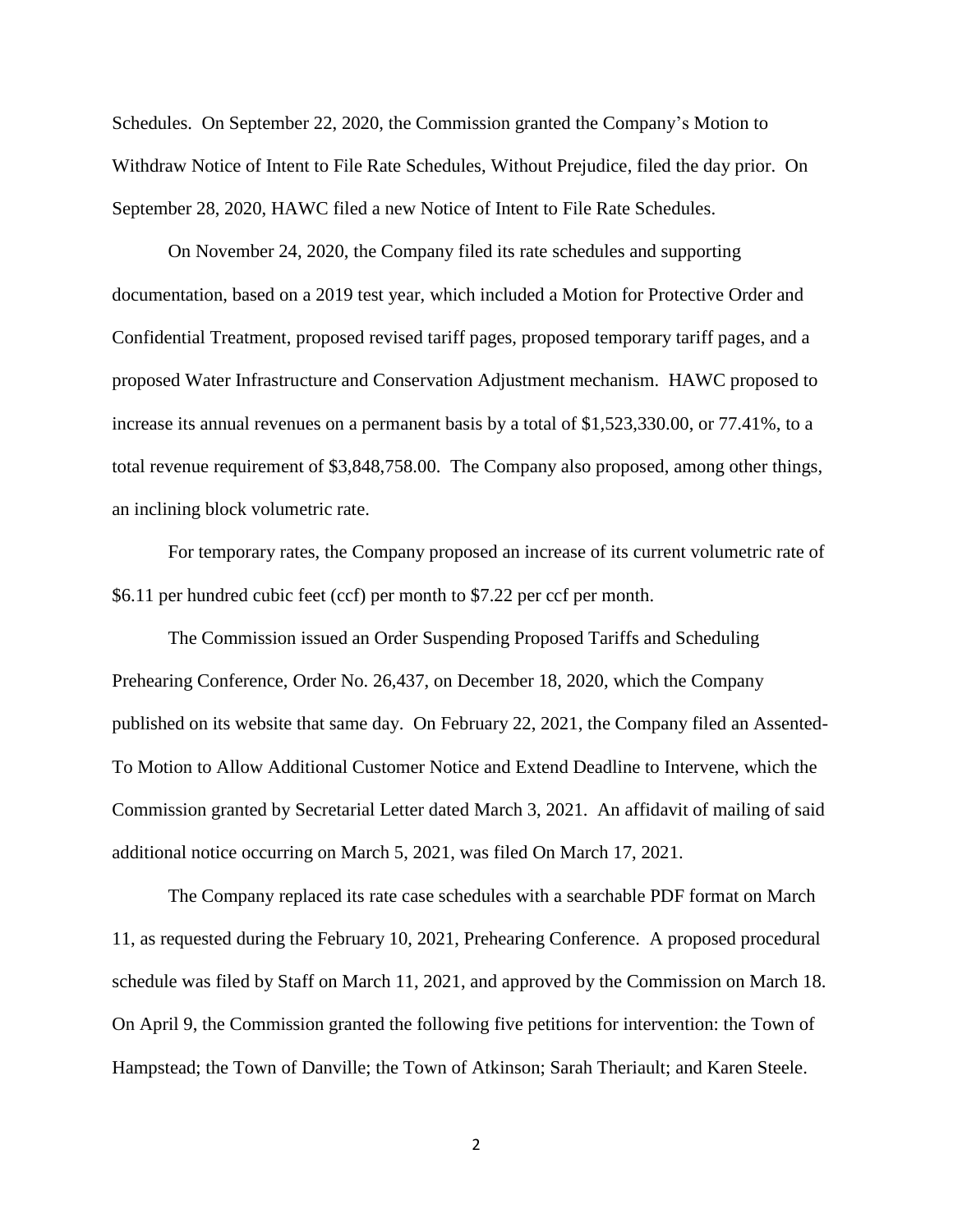Schedules. On September 22, 2020, the Commission granted the Company's Motion to Withdraw Notice of Intent to File Rate Schedules, Without Prejudice, filed the day prior. On September 28, 2020, HAWC filed a new Notice of Intent to File Rate Schedules.

On November 24, 2020, the Company filed its rate schedules and supporting documentation, based on a 2019 test year, which included a Motion for Protective Order and Confidential Treatment, proposed revised tariff pages, proposed temporary tariff pages, and a proposed Water Infrastructure and Conservation Adjustment mechanism. HAWC proposed to increase its annual revenues on a permanent basis by a total of $1,523,330.00, or 77.41%, to a total revenue requirement of $3,848,758.00. The Company also proposed, among other things, an inclining block volumetric rate.

For temporary rates, the Company proposed an increase of its current volumetric rate of $6.11 per hundred cubic feet (ccf) per month to $7.22 per ccf per month.

The Commission issued an Order Suspending Proposed Tariffs and Scheduling Prehearing Conference, Order No. 26,437, on December 18, 2020, which the Company published on its website that same day. On February 22, 2021, the Company filed an Assented-To Motion to Allow Additional Customer Notice and Extend Deadline to Intervene, which the Commission granted by Secretarial Letter dated March 3, 2021. An affidavit of mailing of said additional notice occurring on March 5, 2021, was filed On March 17, 2021.

The Company replaced its rate case schedules with a searchable PDF format on March 11, as requested during the February 10, 2021, Prehearing Conference. A proposed procedural schedule was filed by Staff on March 11, 2021, and approved by the Commission on March 18. On April 9, the Commission granted the following five petitions for intervention: the Town of Hampstead; the Town of Danville; the Town of Atkinson; Sarah Theriault; and Karen Steele.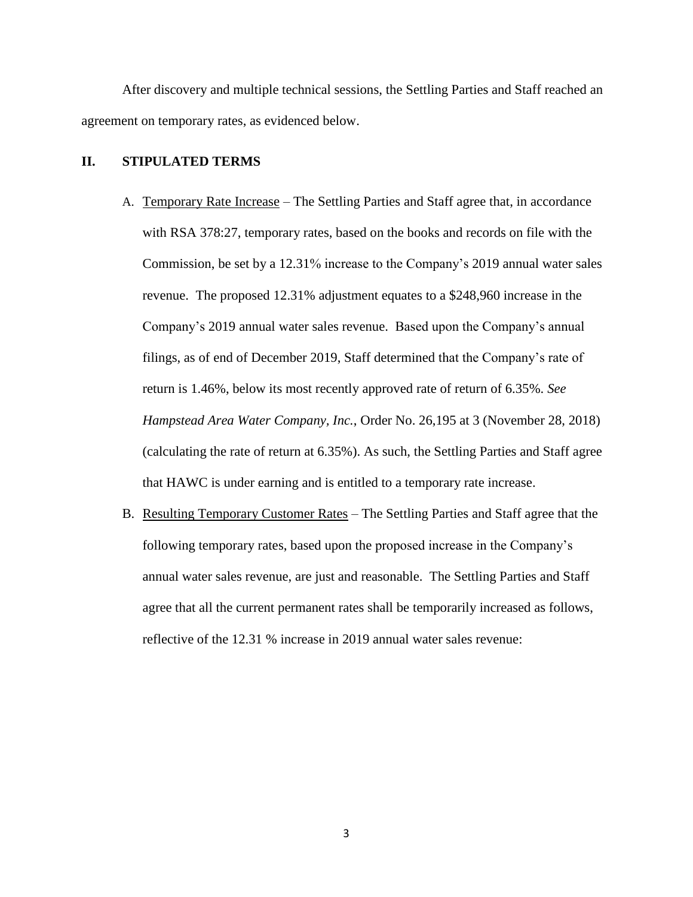After discovery and multiple technical sessions, the Settling Parties and Staff reached an agreement on temporary rates, as evidenced below.

## II. STIPULATED TERMS

A. Temporary Rate Increase – The Settling Parties and Staff agree that, in accordance with RSA 378:27, temporary rates, based on the books and records on file with the Commission, be set by a 12.31% increase to the Company's 2019 annual water sales revenue. The proposed 12.31% adjustment equates to a $248,960 increase in the Company's 2019 annual water sales revenue. Based upon the Company's annual filings, as of end of December 2019, Staff determined that the Company's rate of return is 1.46%, below its most recently approved rate of return of 6.35%. *See Hampstead Area Water Company, Inc.*, Order No. 26,195 at 3 (November 28, 2018) (calculating the rate of return at 6.35%). As such, the Settling Parties and Staff agree that HAWC is under earning and is entitled to a temporary rate increase.

B. Resulting Temporary Customer Rates – The Settling Parties and Staff agree that the following temporary rates, based upon the proposed increase in the Company's annual water sales revenue, are just and reasonable. The Settling Parties and Staff agree that all the current permanent rates shall be temporarily increased as follows, reflective of the 12.31 % increase in 2019 annual water sales revenue: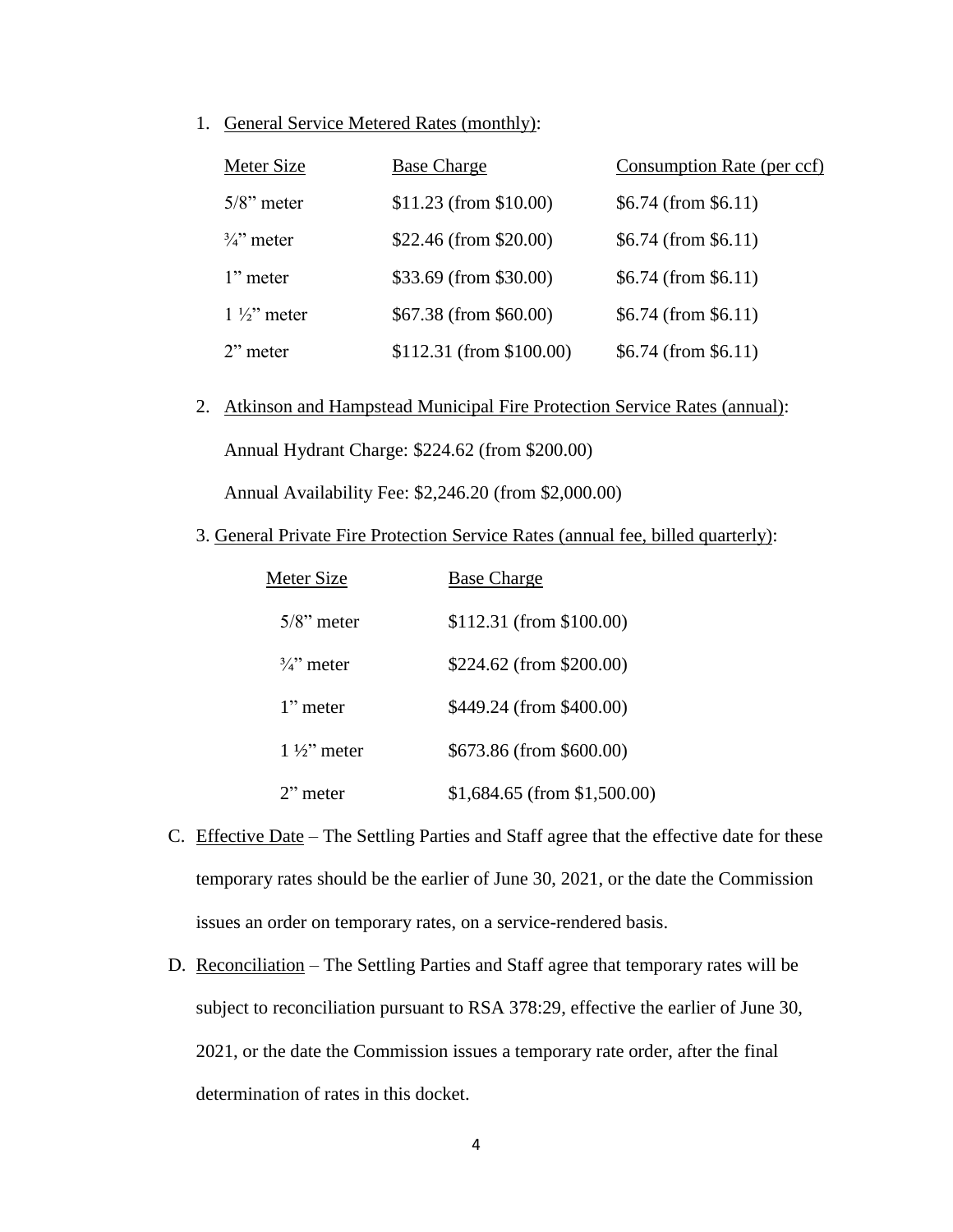1. General Service Metered Rates (monthly):

| Meter Size | Base Charge | Consumption Rate (per ccf) |
| --- | --- | --- |
| 5/8" meter | $11.23 (from $10.00) | $6.74 (from $6.11) |
| ¾" meter | $22.46 (from $20.00) | $6.74 (from $6.11) |
| 1" meter | $33.69 (from $30.00) | $6.74 (from $6.11) |
| 1 ½" meter | $67.38 (from $60.00) | $6.74 (from $6.11) |
| 2" meter | $112.31 (from $100.00) | $6.74 (from $6.11) |

2. Atkinson and Hampstead Municipal Fire Protection Service Rates (annual):

   Annual Hydrant Charge: $224.62 (from $200.00)

   Annual Availability Fee: $2,246.20 (from $2,000.00)

3. General Private Fire Protection Service Rates (annual fee, billed quarterly):

| Meter Size | Base Charge |
| --- | --- |
| 5/8" meter | $112.31 (from $100.00) |
| ¾" meter | $224.62 (from $200.00) |
| 1" meter | $449.24 (from $400.00) |
| 1 ½" meter | $673.86 (from $600.00) |
| 2" meter | $1,684.65 (from $1,500.00) |

C. Effective Date – The Settling Parties and Staff agree that the effective date for these temporary rates should be the earlier of June 30, 2021, or the date the Commission issues an order on temporary rates, on a service-rendered basis.

D. Reconciliation – The Settling Parties and Staff agree that temporary rates will be subject to reconciliation pursuant to RSA 378:29, effective the earlier of June 30, 2021, or the date the Commission issues a temporary rate order, after the final determination of rates in this docket.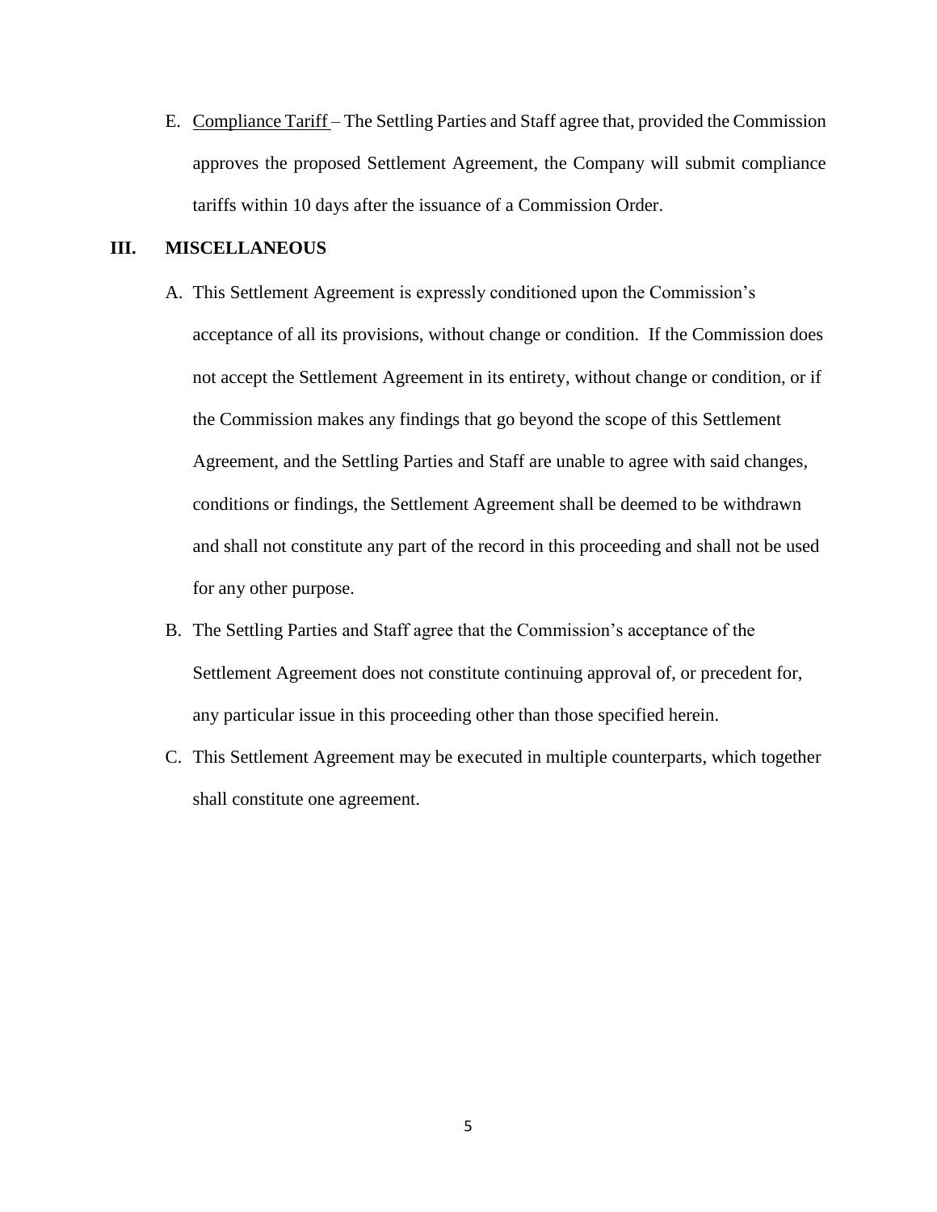E. Compliance Tariff – The Settling Parties and Staff agree that, provided the Commission approves the proposed Settlement Agreement, the Company will submit compliance tariffs within 10 days after the issuance of a Commission Order.

## III. MISCELLANEOUS

A. This Settlement Agreement is expressly conditioned upon the Commission's acceptance of all its provisions, without change or condition. If the Commission does not accept the Settlement Agreement in its entirety, without change or condition, or if the Commission makes any findings that go beyond the scope of this Settlement Agreement, and the Settling Parties and Staff are unable to agree with said changes, conditions or findings, the Settlement Agreement shall be deemed to be withdrawn and shall not constitute any part of the record in this proceeding and shall not be used for any other purpose.

B. The Settling Parties and Staff agree that the Commission's acceptance of the Settlement Agreement does not constitute continuing approval of, or precedent for, any particular issue in this proceeding other than those specified herein.

C. This Settlement Agreement may be executed in multiple counterparts, which together shall constitute one agreement.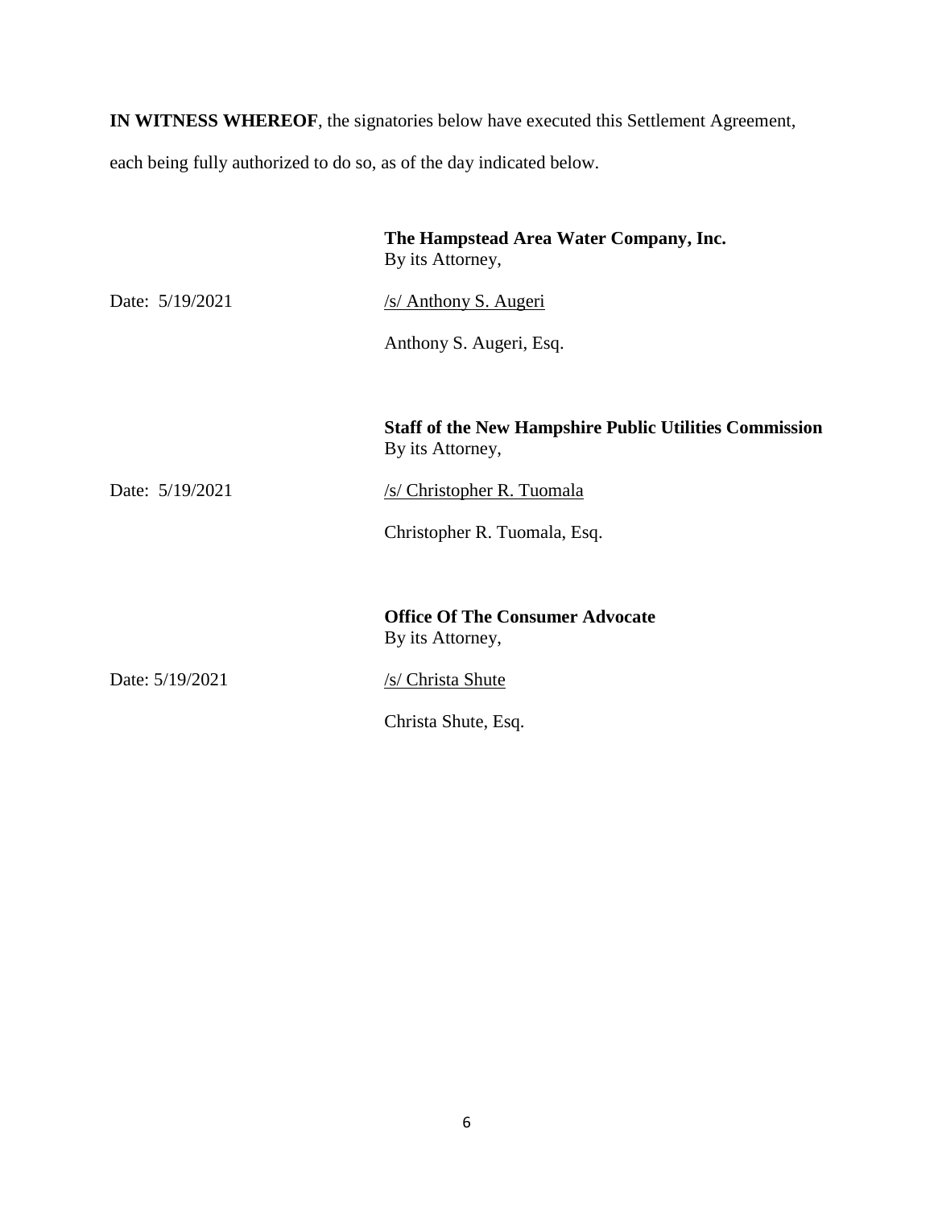**IN WITNESS WHEREOF**, the signatories below have executed this Settlement Agreement, each being fully authorized to do so, as of the day indicated below.

**The Hampstead Area Water Company, Inc.**
By its Attorney,

Date: 5/19/2021

/s/ Anthony S. Augeri

Anthony S. Augeri, Esq.

**Staff of the New Hampshire Public Utilities Commission**
By its Attorney,

Date: 5/19/2021

/s/ Christopher R. Tuomala

Christopher R. Tuomala, Esq.

**Office Of The Consumer Advocate**
By its Attorney,

Date: 5/19/2021

/s/ Christa Shute

Christa Shute, Esq.